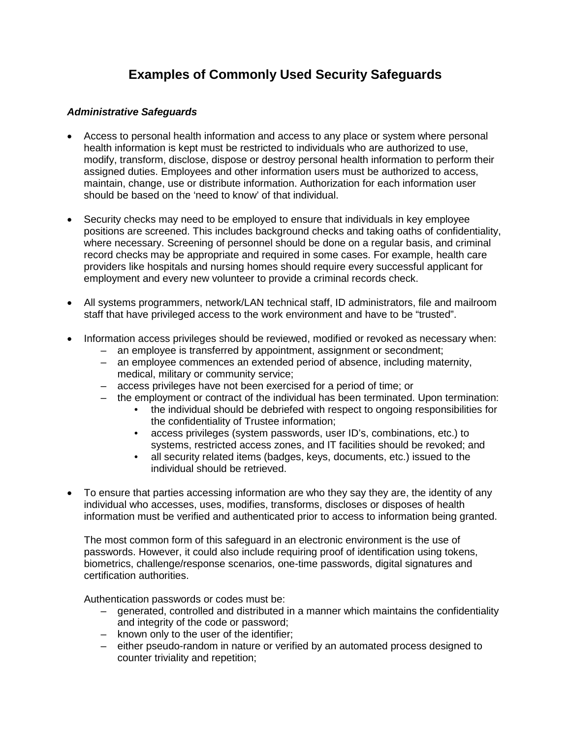# Examples of Commonly Used Security Safeguards

***Administrative Safeguards***

- Access to personal health information and access to any place or system where personal health information is kept must be restricted to individuals who are authorized to use, modify, transform, disclose, dispose or destroy personal health information to perform their assigned duties. Employees and other information users must be authorized to access, maintain, change, use or distribute information. Authorization for each information user should be based on the 'need to know' of that individual.

- Security checks may need to be employed to ensure that individuals in key employee positions are screened. This includes background checks and taking oaths of confidentiality, where necessary. Screening of personnel should be done on a regular basis, and criminal record checks may be appropriate and required in some cases. For example, health care providers like hospitals and nursing homes should require every successful applicant for employment and every new volunteer to provide a criminal records check.

- All systems programmers, network/LAN technical staff, ID administrators, file and mailroom staff that have privileged access to the work environment and have to be "trusted".

- Information access privileges should be reviewed, modified or revoked as necessary when:
  - an employee is transferred by appointment, assignment or secondment;
  - an employee commences an extended period of absence, including maternity, medical, military or community service;
  - access privileges have not been exercised for a period of time; or
  - the employment or contract of the individual has been terminated. Upon termination:
    - the individual should be debriefed with respect to ongoing responsibilities for the confidentiality of Trustee information;
    - access privileges (system passwords, user ID's, combinations, etc.) to systems, restricted access zones, and IT facilities should be revoked; and
    - all security related items (badges, keys, documents, etc.) issued to the individual should be retrieved.

- To ensure that parties accessing information are who they say they are, the identity of any individual who accesses, uses, modifies, transforms, discloses or disposes of health information must be verified and authenticated prior to access to information being granted.

  The most common form of this safeguard in an electronic environment is the use of passwords. However, it could also include requiring proof of identification using tokens, biometrics, challenge/response scenarios, one-time passwords, digital signatures and certification authorities.

  Authentication passwords or codes must be:
  - generated, controlled and distributed in a manner which maintains the confidentiality and integrity of the code or password;
  - known only to the user of the identifier;
  - either pseudo-random in nature or verified by an automated process designed to counter triviality and repetition;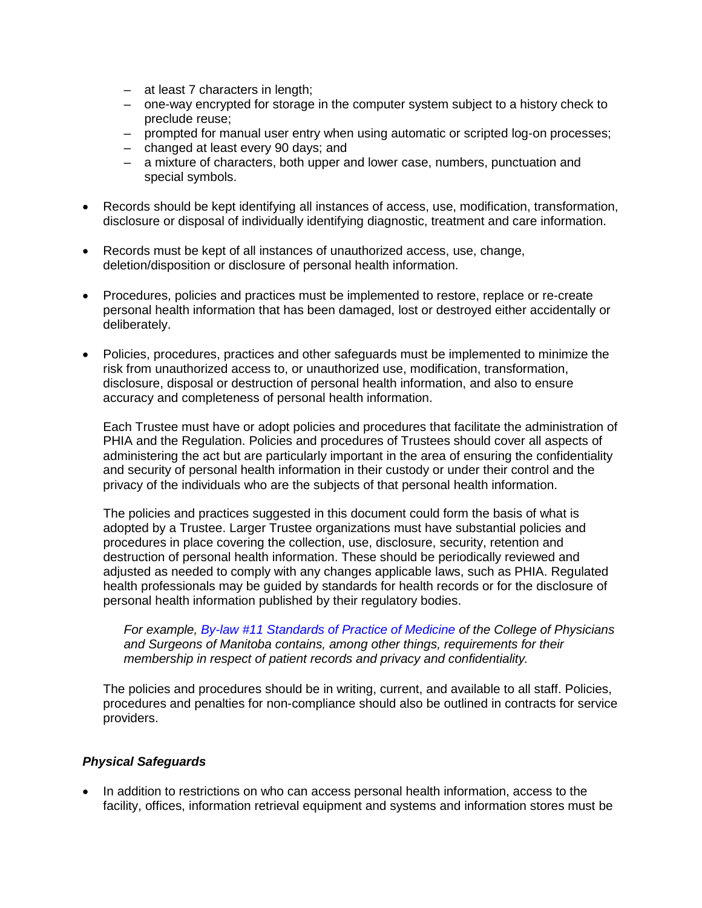- at least 7 characters in length;
  - one-way encrypted for storage in the computer system subject to a history check to preclude reuse;
  - prompted for manual user entry when using automatic or scripted log-on processes;
  - changed at least every 90 days; and
  - a mixture of characters, both upper and lower case, numbers, punctuation and special symbols.

- Records should be kept identifying all instances of access, use, modification, transformation, disclosure or disposal of individually identifying diagnostic, treatment and care information.

- Records must be kept of all instances of unauthorized access, use, change, deletion/disposition or disclosure of personal health information.

- Procedures, policies and practices must be implemented to restore, replace or re-create personal health information that has been damaged, lost or destroyed either accidentally or deliberately.

- Policies, procedures, practices and other safeguards must be implemented to minimize the risk from unauthorized access to, or unauthorized use, modification, transformation, disclosure, disposal or destruction of personal health information, and also to ensure accuracy and completeness of personal health information.

  Each Trustee must have or adopt policies and procedures that facilitate the administration of PHIA and the Regulation. Policies and procedures of Trustees should cover all aspects of administering the act but are particularly important in the area of ensuring the confidentiality and security of personal health information in their custody or under their control and the privacy of the individuals who are the subjects of that personal health information.

  The policies and practices suggested in this document could form the basis of what is adopted by a Trustee. Larger Trustee organizations must have substantial policies and procedures in place covering the collection, use, disclosure, security, retention and destruction of personal health information. These should be periodically reviewed and adjusted as needed to comply with any changes applicable laws, such as PHIA. Regulated health professionals may be guided by standards for health records or for the disclosure of personal health information published by their regulatory bodies.

  > *For example, By-law #11 Standards of Practice of Medicine of the College of Physicians and Surgeons of Manitoba contains, among other things, requirements for their membership in respect of patient records and privacy and confidentiality.*

  The policies and procedures should be in writing, current, and available to all staff. Policies, procedures and penalties for non-compliance should also be outlined in contracts for service providers.

### *Physical Safeguards*

- In addition to restrictions on who can access personal health information, access to the facility, offices, information retrieval equipment and systems and information stores must be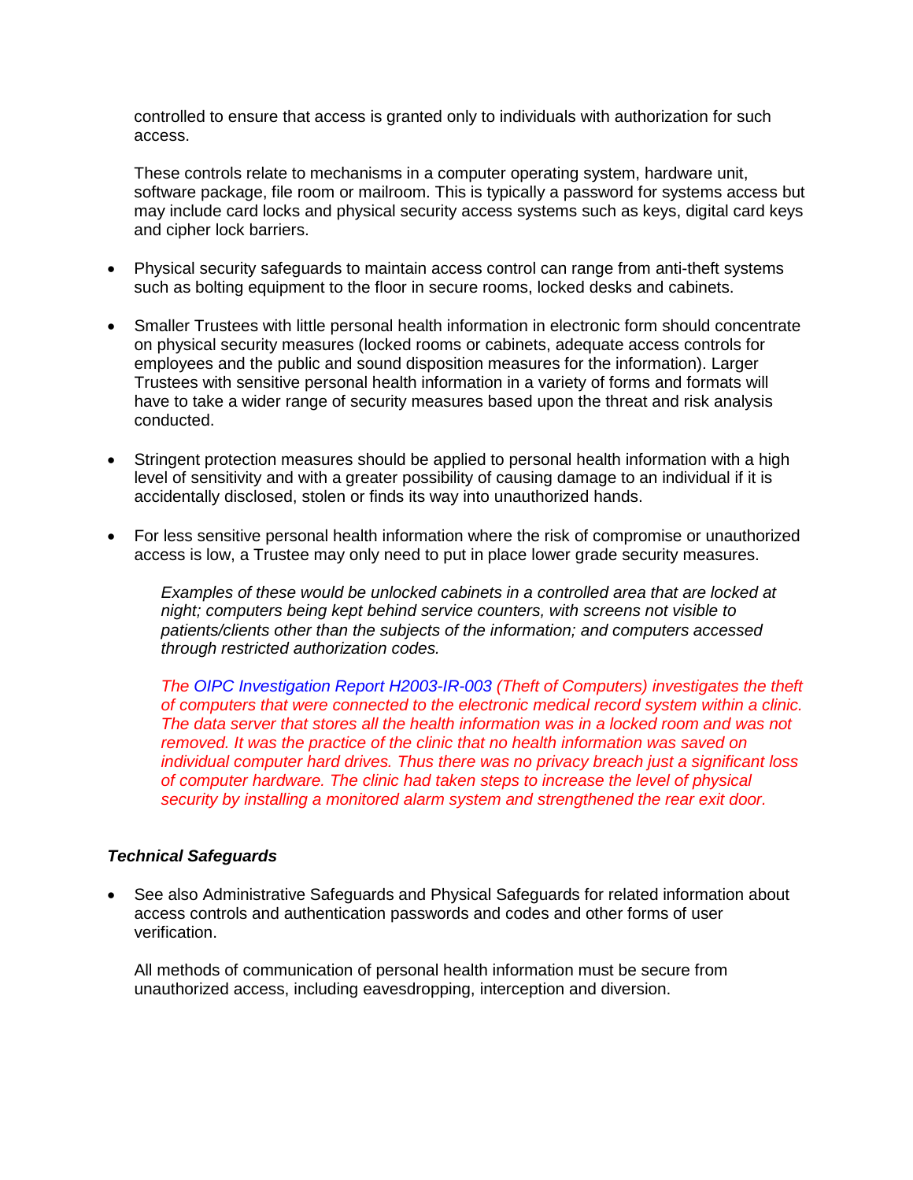controlled to ensure that access is granted only to individuals with authorization for such access.

These controls relate to mechanisms in a computer operating system, hardware unit, software package, file room or mailroom. This is typically a password for systems access but may include card locks and physical security access systems such as keys, digital card keys and cipher lock barriers.

- Physical security safeguards to maintain access control can range from anti-theft systems such as bolting equipment to the floor in secure rooms, locked desks and cabinets.

- Smaller Trustees with little personal health information in electronic form should concentrate on physical security measures (locked rooms or cabinets, adequate access controls for employees and the public and sound disposition measures for the information). Larger Trustees with sensitive personal health information in a variety of forms and formats will have to take a wider range of security measures based upon the threat and risk analysis conducted.

- Stringent protection measures should be applied to personal health information with a high level of sensitivity and with a greater possibility of causing damage to an individual if it is accidentally disclosed, stolen or finds its way into unauthorized hands.

- For less sensitive personal health information where the risk of compromise or unauthorized access is low, a Trustee may only need to put in place lower grade security measures.

  *Examples of these would be unlocked cabinets in a controlled area that are locked at night; computers being kept behind service counters, with screens not visible to patients/clients other than the subjects of the information; and computers accessed through restricted authorization codes.*

  *The OIPC Investigation Report H2003-IR-003 (Theft of Computers) investigates the theft of computers that were connected to the electronic medical record system within a clinic. The data server that stores all the health information was in a locked room and was not removed. It was the practice of the clinic that no health information was saved on individual computer hard drives. Thus there was no privacy breach just a significant loss of computer hardware. The clinic had taken steps to increase the level of physical security by installing a monitored alarm system and strengthened the rear exit door.*

### *Technical Safeguards*

- See also Administrative Safeguards and Physical Safeguards for related information about access controls and authentication passwords and codes and other forms of user verification.

  All methods of communication of personal health information must be secure from unauthorized access, including eavesdropping, interception and diversion.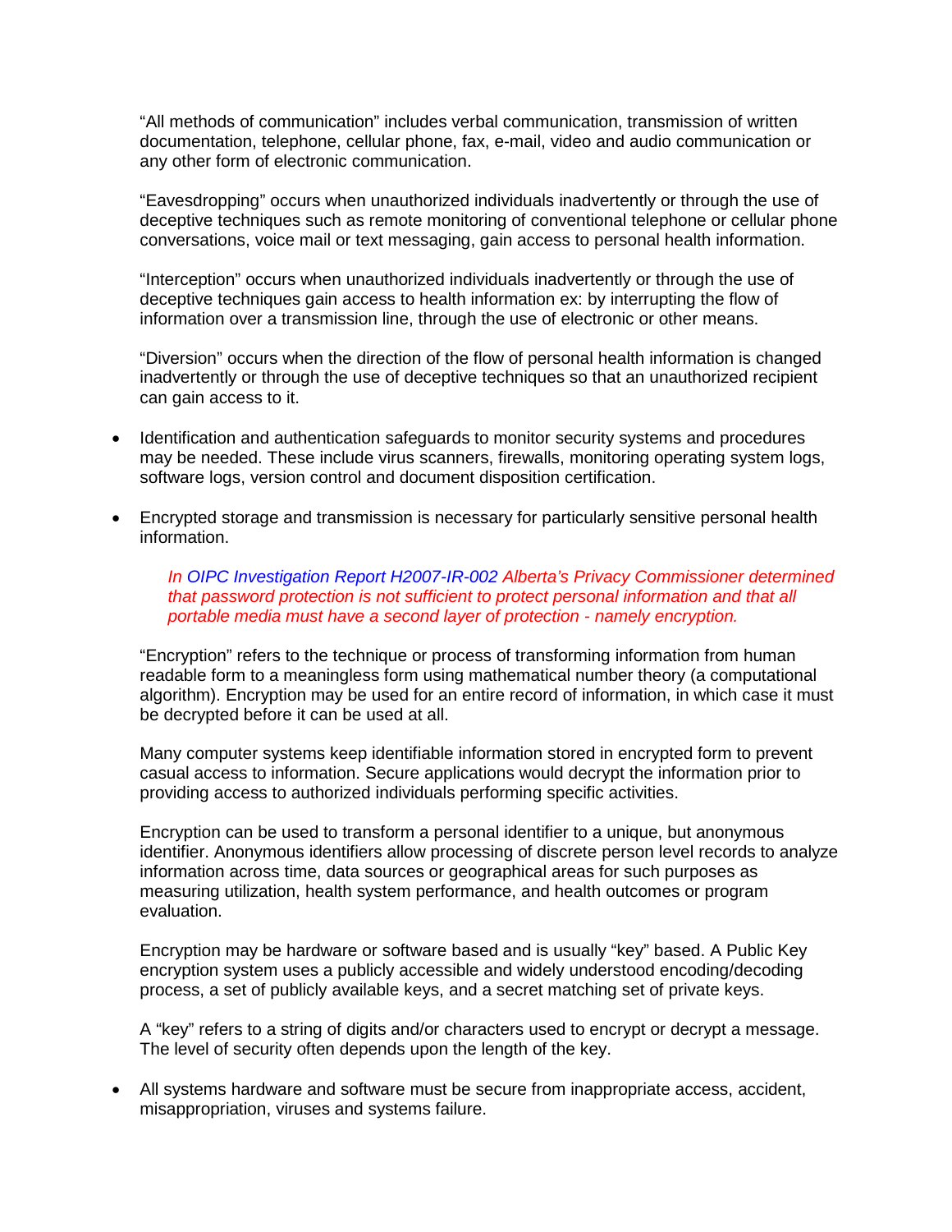"All methods of communication" includes verbal communication, transmission of written documentation, telephone, cellular phone, fax, e-mail, video and audio communication or any other form of electronic communication.

"Eavesdropping" occurs when unauthorized individuals inadvertently or through the use of deceptive techniques such as remote monitoring of conventional telephone or cellular phone conversations, voice mail or text messaging, gain access to personal health information.

"Interception" occurs when unauthorized individuals inadvertently or through the use of deceptive techniques gain access to health information ex: by interrupting the flow of information over a transmission line, through the use of electronic or other means.

"Diversion" occurs when the direction of the flow of personal health information is changed inadvertently or through the use of deceptive techniques so that an unauthorized recipient can gain access to it.

- Identification and authentication safeguards to monitor security systems and procedures may be needed. These include virus scanners, firewalls, monitoring operating system logs, software logs, version control and document disposition certification.

- Encrypted storage and transmission is necessary for particularly sensitive personal health information.

  *In OIPC Investigation Report H2007-IR-002 Alberta's Privacy Commissioner determined that password protection is not sufficient to protect personal information and that all portable media must have a second layer of protection - namely encryption.*

  "Encryption" refers to the technique or process of transforming information from human readable form to a meaningless form using mathematical number theory (a computational algorithm). Encryption may be used for an entire record of information, in which case it must be decrypted before it can be used at all.

  Many computer systems keep identifiable information stored in encrypted form to prevent casual access to information. Secure applications would decrypt the information prior to providing access to authorized individuals performing specific activities.

  Encryption can be used to transform a personal identifier to a unique, but anonymous identifier. Anonymous identifiers allow processing of discrete person level records to analyze information across time, data sources or geographical areas for such purposes as measuring utilization, health system performance, and health outcomes or program evaluation.

  Encryption may be hardware or software based and is usually "key" based. A Public Key encryption system uses a publicly accessible and widely understood encoding/decoding process, a set of publicly available keys, and a secret matching set of private keys.

  A "key" refers to a string of digits and/or characters used to encrypt or decrypt a message. The level of security often depends upon the length of the key.

- All systems hardware and software must be secure from inappropriate access, accident, misappropriation, viruses and systems failure.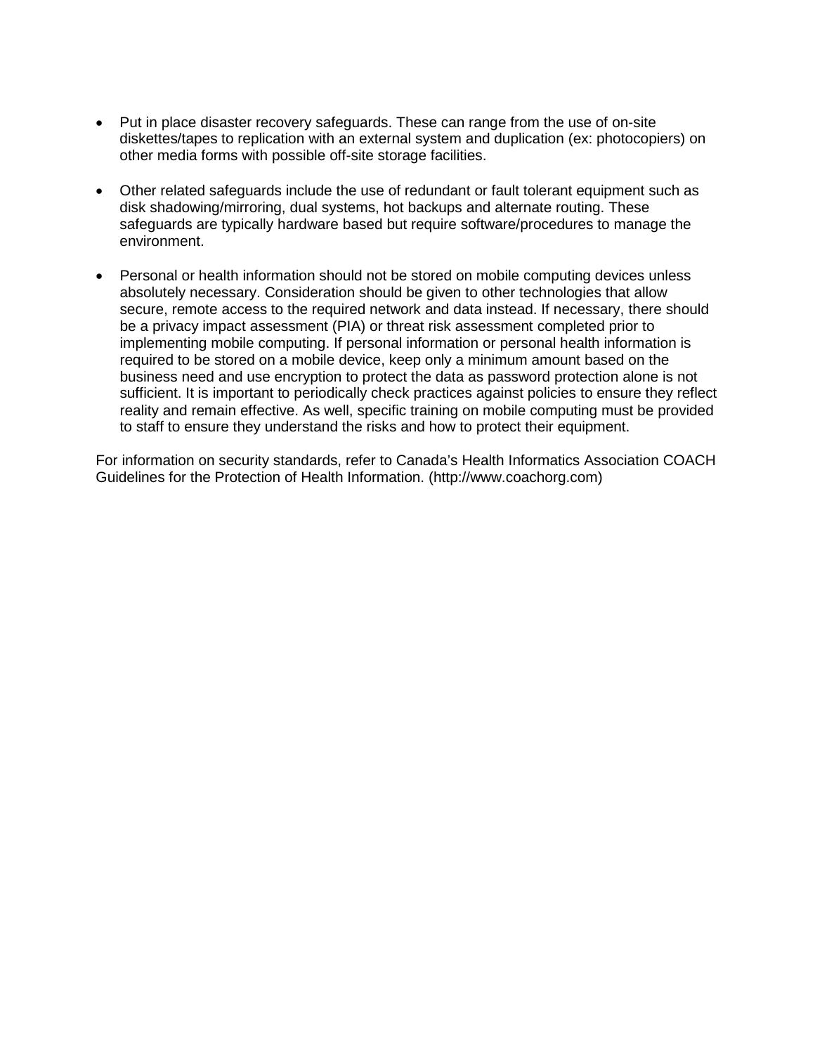- Put in place disaster recovery safeguards. These can range from the use of on-site diskettes/tapes to replication with an external system and duplication (ex: photocopiers) on other media forms with possible off-site storage facilities.

- Other related safeguards include the use of redundant or fault tolerant equipment such as disk shadowing/mirroring, dual systems, hot backups and alternate routing. These safeguards are typically hardware based but require software/procedures to manage the environment.

- Personal or health information should not be stored on mobile computing devices unless absolutely necessary. Consideration should be given to other technologies that allow secure, remote access to the required network and data instead. If necessary, there should be a privacy impact assessment (PIA) or threat risk assessment completed prior to implementing mobile computing. If personal information or personal health information is required to be stored on a mobile device, keep only a minimum amount based on the business need and use encryption to protect the data as password protection alone is not sufficient. It is important to periodically check practices against policies to ensure they reflect reality and remain effective. As well, specific training on mobile computing must be provided to staff to ensure they understand the risks and how to protect their equipment.

For information on security standards, refer to Canada's Health Informatics Association COACH Guidelines for the Protection of Health Information. (http://www.coachorg.com)